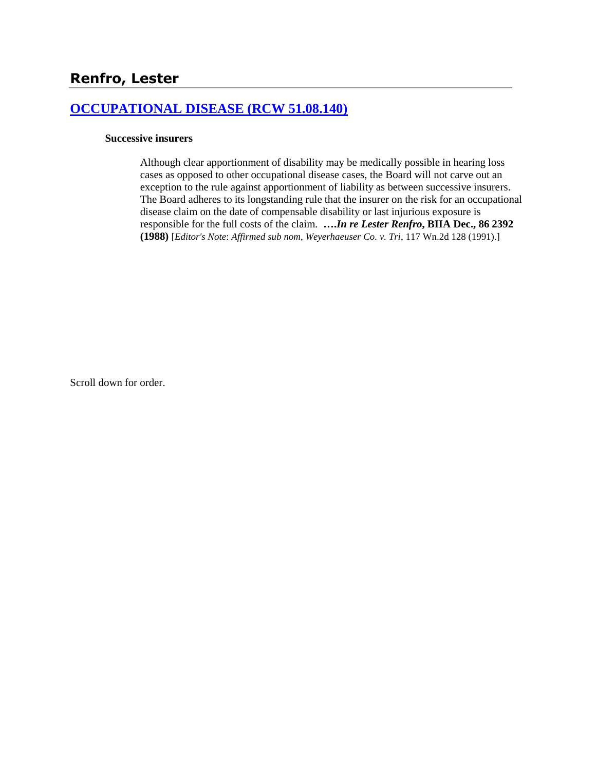## Renfro, Lester

### [OCCUPATIONAL DISEASE (RCW 51.08.140)](#)

**Successive insurers**

> Although clear apportionment of disability may be medically possible in hearing loss cases as opposed to other occupational disease cases, the Board will not carve out an exception to the rule against apportionment of liability as between successive insurers. The Board adheres to its longstanding rule that the insurer on the risk for an occupational disease claim on the date of compensable disability or last injurious exposure is responsible for the full costs of the claim. **….*In re Lester Renfro*, BIIA Dec., 86 2392 (1988)** [*Editor's Note*: *Affirmed sub nom, Weyerhaeuser Co. v. Tri*, 117 Wn.2d 128 (1991).]

Scroll down for order.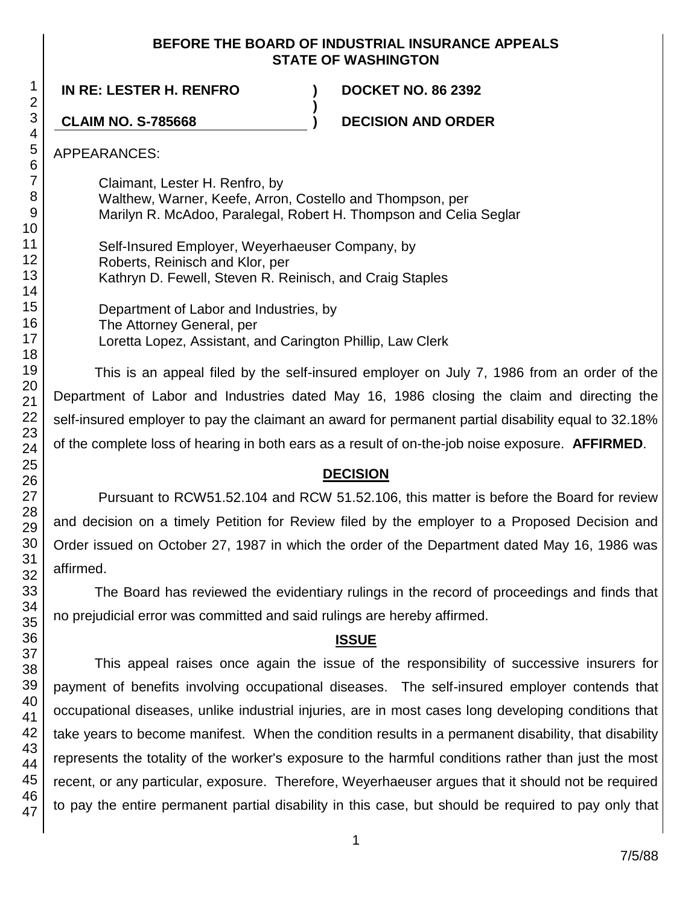# BEFORE THE BOARD OF INDUSTRIAL INSURANCE APPEALS
# STATE OF WASHINGTON

**IN RE: LESTER H. RENFRO** ) **DOCKET NO. 86 2392**
)
**CLAIM NO. S-785668** ) **DECISION AND ORDER**

APPEARANCES:

Claimant, Lester H. Renfro, by
Walthew, Warner, Keefe, Arron, Costello and Thompson, per
Marilyn R. McAdoo, Paralegal, Robert H. Thompson and Celia Seglar

Self-Insured Employer, Weyerhaeuser Company, by
Roberts, Reinisch and Klor, per
Kathryn D. Fewell, Steven R. Reinisch, and Craig Staples

Department of Labor and Industries, by
The Attorney General, per
Loretta Lopez, Assistant, and Carington Phillip, Law Clerk

This is an appeal filed by the self-insured employer on July 7, 1986 from an order of the Department of Labor and Industries dated May 16, 1986 closing the claim and directing the self-insured employer to pay the claimant an award for permanent partial disability equal to 32.18% of the complete loss of hearing in both ears as a result of on-the-job noise exposure. **AFFIRMED**.

## DECISION

Pursuant to RCW51.52.104 and RCW 51.52.106, this matter is before the Board for review and decision on a timely Petition for Review filed by the employer to a Proposed Decision and Order issued on October 27, 1987 in which the order of the Department dated May 16, 1986 was affirmed.

The Board has reviewed the evidentiary rulings in the record of proceedings and finds that no prejudicial error was committed and said rulings are hereby affirmed.

## ISSUE

This appeal raises once again the issue of the responsibility of successive insurers for payment of benefits involving occupational diseases. The self-insured employer contends that occupational diseases, unlike industrial injuries, are in most cases long developing conditions that take years to become manifest. When the condition results in a permanent disability, that disability represents the totality of the worker's exposure to the harmful conditions rather than just the most recent, or any particular, exposure. Therefore, Weyerhaeuser argues that it should not be required to pay the entire permanent partial disability in this case, but should be required to pay only that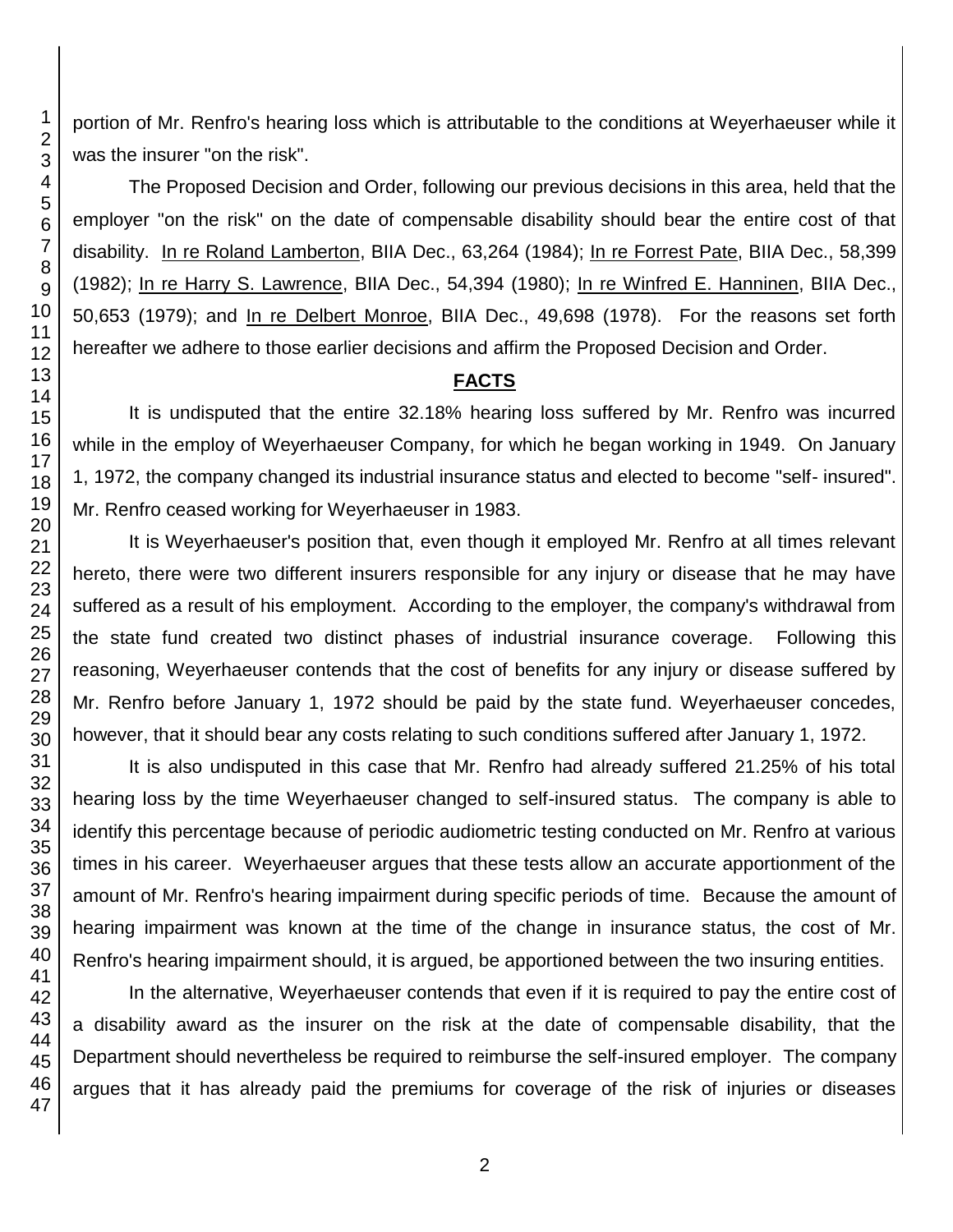portion of Mr. Renfro's hearing loss which is attributable to the conditions at Weyerhaeuser while it was the insurer "on the risk".

The Proposed Decision and Order, following our previous decisions in this area, held that the employer "on the risk" on the date of compensable disability should bear the entire cost of that disability. In re Roland Lamberton, BIIA Dec., 63,264 (1984); In re Forrest Pate, BIIA Dec., 58,399 (1982); In re Harry S. Lawrence, BIIA Dec., 54,394 (1980); In re Winfred E. Hanninen, BIIA Dec., 50,653 (1979); and In re Delbert Monroe, BIIA Dec., 49,698 (1978). For the reasons set forth hereafter we adhere to those earlier decisions and affirm the Proposed Decision and Order.

## FACTS

It is undisputed that the entire 32.18% hearing loss suffered by Mr. Renfro was incurred while in the employ of Weyerhaeuser Company, for which he began working in 1949. On January 1, 1972, the company changed its industrial insurance status and elected to become "self- insured". Mr. Renfro ceased working for Weyerhaeuser in 1983.

It is Weyerhaeuser's position that, even though it employed Mr. Renfro at all times relevant hereto, there were two different insurers responsible for any injury or disease that he may have suffered as a result of his employment. According to the employer, the company's withdrawal from the state fund created two distinct phases of industrial insurance coverage. Following this reasoning, Weyerhaeuser contends that the cost of benefits for any injury or disease suffered by Mr. Renfro before January 1, 1972 should be paid by the state fund. Weyerhaeuser concedes, however, that it should bear any costs relating to such conditions suffered after January 1, 1972.

It is also undisputed in this case that Mr. Renfro had already suffered 21.25% of his total hearing loss by the time Weyerhaeuser changed to self-insured status. The company is able to identify this percentage because of periodic audiometric testing conducted on Mr. Renfro at various times in his career. Weyerhaeuser argues that these tests allow an accurate apportionment of the amount of Mr. Renfro's hearing impairment during specific periods of time. Because the amount of hearing impairment was known at the time of the change in insurance status, the cost of Mr. Renfro's hearing impairment should, it is argued, be apportioned between the two insuring entities.

In the alternative, Weyerhaeuser contends that even if it is required to pay the entire cost of a disability award as the insurer on the risk at the date of compensable disability, that the Department should nevertheless be required to reimburse the self-insured employer. The company argues that it has already paid the premiums for coverage of the risk of injuries or diseases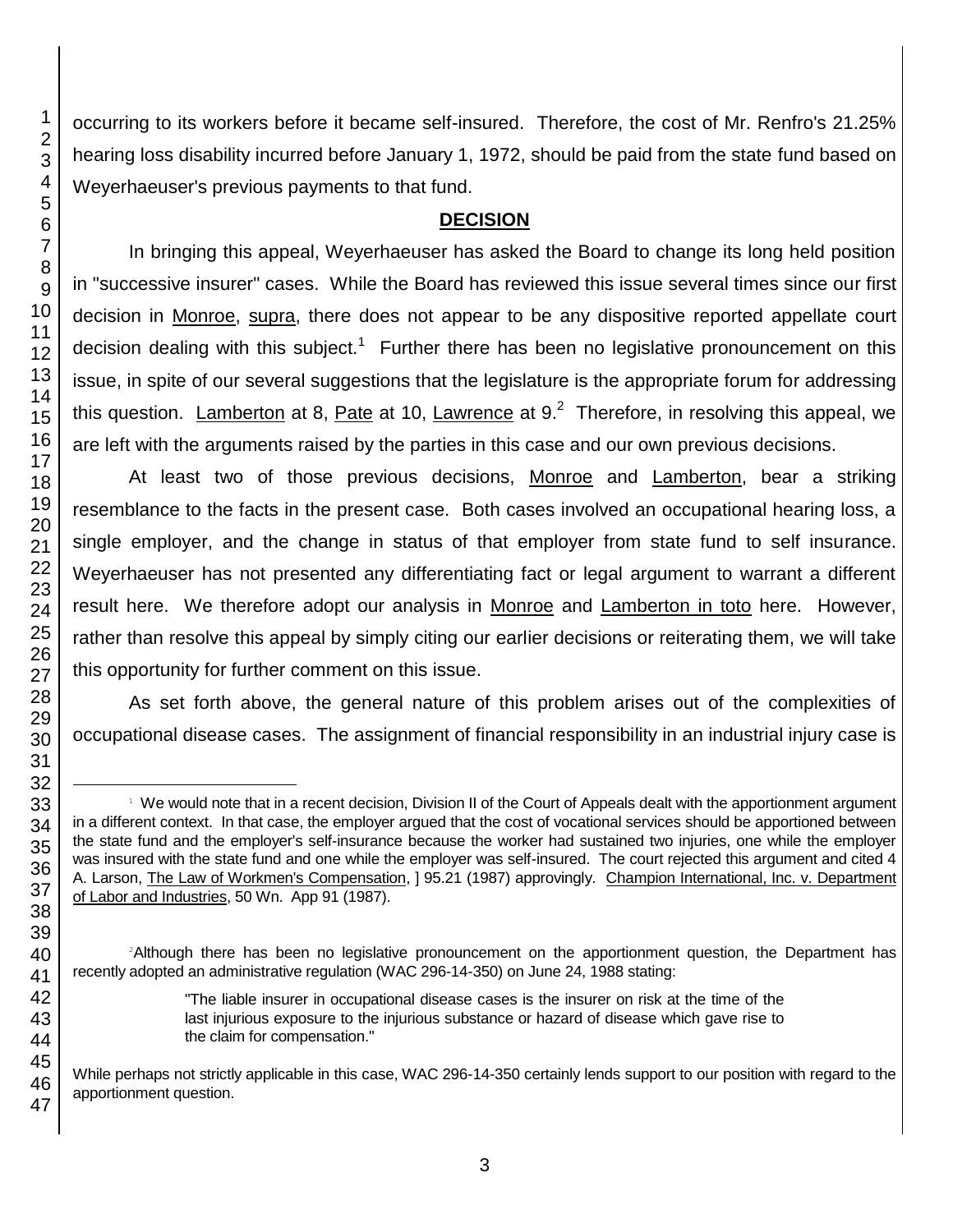occurring to its workers before it became self-insured. Therefore, the cost of Mr. Renfro's 21.25% hearing loss disability incurred before January 1, 1972, should be paid from the state fund based on Weyerhaeuser's previous payments to that fund.

## DECISION

In bringing this appeal, Weyerhaeuser has asked the Board to change its long held position in "successive insurer" cases. While the Board has reviewed this issue several times since our first decision in Monroe, supra, there does not appear to be any dispositive reported appellate court decision dealing with this subject.[1] Further there has been no legislative pronouncement on this issue, in spite of our several suggestions that the legislature is the appropriate forum for addressing this question. Lamberton at 8, Pate at 10, Lawrence at 9.[2] Therefore, in resolving this appeal, we are left with the arguments raised by the parties in this case and our own previous decisions.

At least two of those previous decisions, Monroe and Lamberton, bear a striking resemblance to the facts in the present case. Both cases involved an occupational hearing loss, a single employer, and the change in status of that employer from state fund to self insurance. Weyerhaeuser has not presented any differentiating fact or legal argument to warrant a different result here. We therefore adopt our analysis in Monroe and Lamberton in toto here. However, rather than resolve this appeal by simply citing our earlier decisions or reiterating them, we will take this opportunity for further comment on this issue.

As set forth above, the general nature of this problem arises out of the complexities of occupational disease cases. The assignment of financial responsibility in an industrial injury case is

---

[1] We would note that in a recent decision, Division II of the Court of Appeals dealt with the apportionment argument in a different context. In that case, the employer argued that the cost of vocational services should be apportioned between the state fund and the employer's self-insurance because the worker had sustained two injuries, one while the employer was insured with the state fund and one while the employer was self-insured. The court rejected this argument and cited 4 A. Larson, The Law of Workmen's Compensation, ] 95.21 (1987) approvingly. Champion International, Inc. v. Department of Labor and Industries, 50 Wn. App 91 (1987).

[2] Although there has been no legislative pronouncement on the apportionment question, the Department has recently adopted an administrative regulation (WAC 296-14-350) on June 24, 1988 stating:

> "The liable insurer in occupational disease cases is the insurer on risk at the time of the last injurious exposure to the injurious substance or hazard of disease which gave rise to the claim for compensation."

While perhaps not strictly applicable in this case, WAC 296-14-350 certainly lends support to our position with regard to the apportionment question.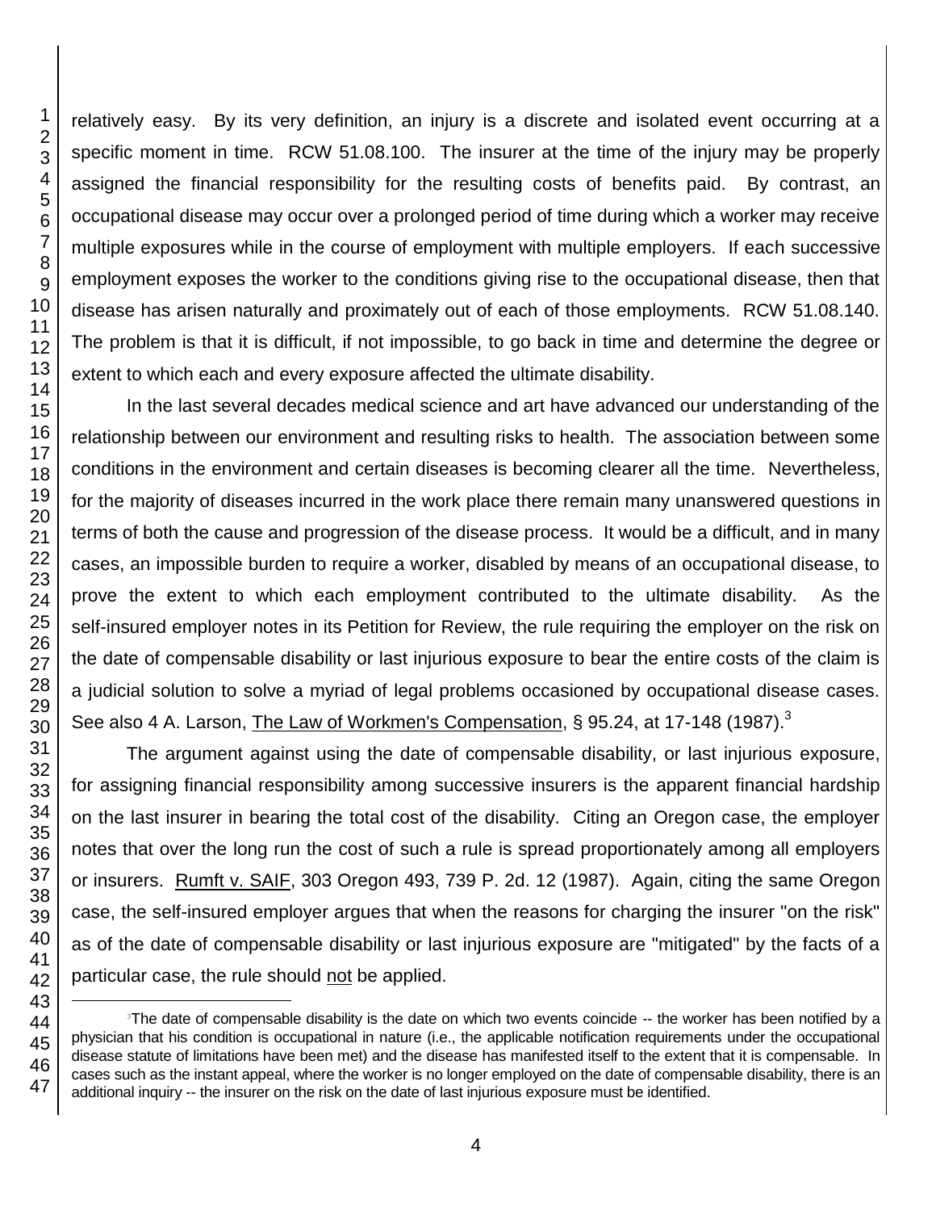relatively easy. By its very definition, an injury is a discrete and isolated event occurring at a specific moment in time. RCW 51.08.100. The insurer at the time of the injury may be properly assigned the financial responsibility for the resulting costs of benefits paid. By contrast, an occupational disease may occur over a prolonged period of time during which a worker may receive multiple exposures while in the course of employment with multiple employers. If each successive employment exposes the worker to the conditions giving rise to the occupational disease, then that disease has arisen naturally and proximately out of each of those employments. RCW 51.08.140. The problem is that it is difficult, if not impossible, to go back in time and determine the degree or extent to which each and every exposure affected the ultimate disability.

In the last several decades medical science and art have advanced our understanding of the relationship between our environment and resulting risks to health. The association between some conditions in the environment and certain diseases is becoming clearer all the time. Nevertheless, for the majority of diseases incurred in the work place there remain many unanswered questions in terms of both the cause and progression of the disease process. It would be a difficult, and in many cases, an impossible burden to require a worker, disabled by means of an occupational disease, to prove the extent to which each employment contributed to the ultimate disability. As the self-insured employer notes in its Petition for Review, the rule requiring the employer on the risk on the date of compensable disability or last injurious exposure to bear the entire costs of the claim is a judicial solution to solve a myriad of legal problems occasioned by occupational disease cases. See also 4 A. Larson, The Law of Workmen's Compensation, § 95.24, at 17-148 (1987).[3]

The argument against using the date of compensable disability, or last injurious exposure, for assigning financial responsibility among successive insurers is the apparent financial hardship on the last insurer in bearing the total cost of the disability. Citing an Oregon case, the employer notes that over the long run the cost of such a rule is spread proportionately among all employers or insurers. Rumft v. SAIF, 303 Oregon 493, 739 P. 2d. 12 (1987). Again, citing the same Oregon case, the self-insured employer argues that when the reasons for charging the insurer "on the risk" as of the date of compensable disability or last injurious exposure are "mitigated" by the facts of a particular case, the rule should not be applied.

[3] The date of compensable disability is the date on which two events coincide -- the worker has been notified by a physician that his condition is occupational in nature (i.e., the applicable notification requirements under the occupational disease statute of limitations have been met) and the disease has manifested itself to the extent that it is compensable. In cases such as the instant appeal, where the worker is no longer employed on the date of compensable disability, there is an additional inquiry -- the insurer on the risk on the date of last injurious exposure must be identified.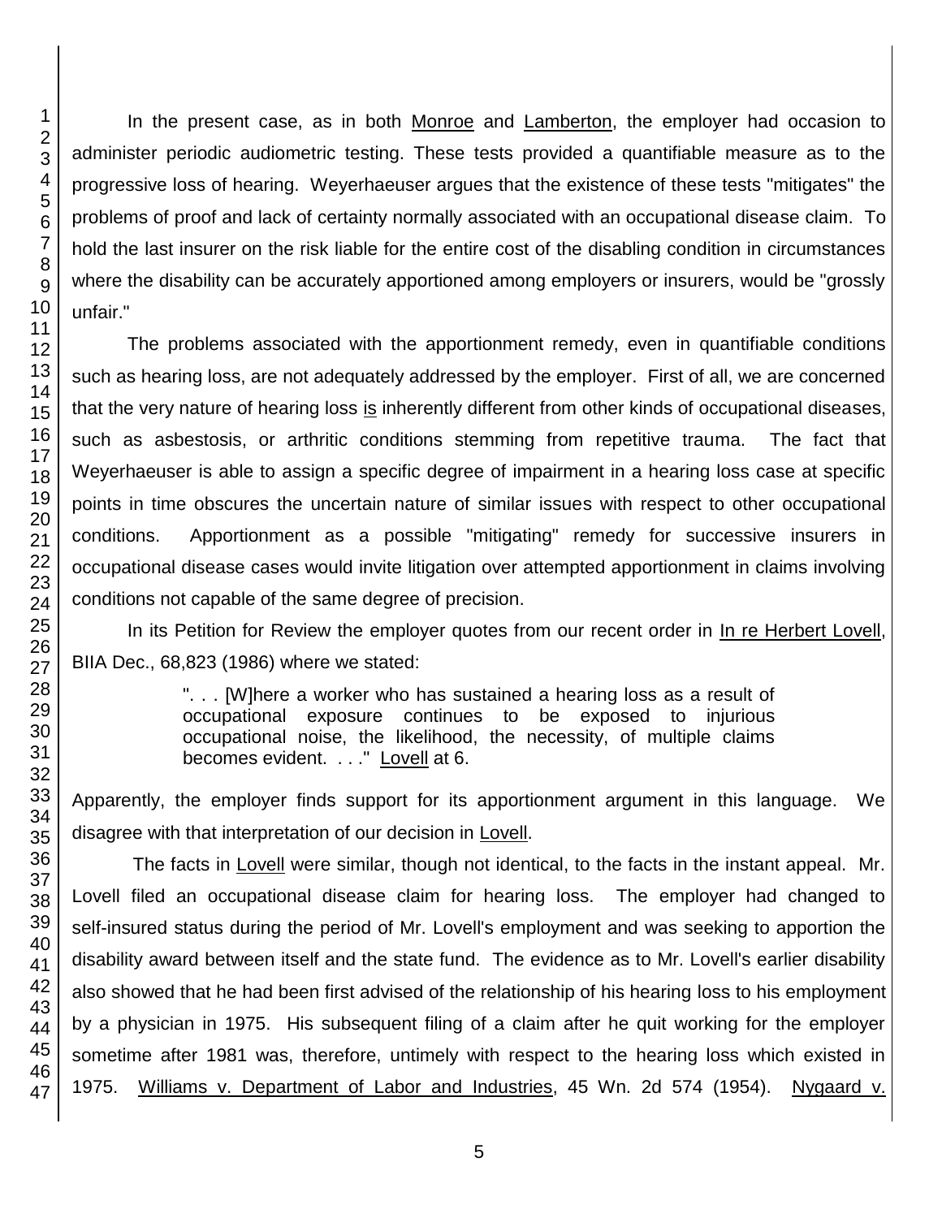In the present case, as in both Monroe and Lamberton, the employer had occasion to administer periodic audiometric testing. These tests provided a quantifiable measure as to the progressive loss of hearing. Weyerhaeuser argues that the existence of these tests "mitigates" the problems of proof and lack of certainty normally associated with an occupational disease claim. To hold the last insurer on the risk liable for the entire cost of the disabling condition in circumstances where the disability can be accurately apportioned among employers or insurers, would be "grossly unfair."

The problems associated with the apportionment remedy, even in quantifiable conditions such as hearing loss, are not adequately addressed by the employer. First of all, we are concerned that the very nature of hearing loss is inherently different from other kinds of occupational diseases, such as asbestosis, or arthritic conditions stemming from repetitive trauma. The fact that Weyerhaeuser is able to assign a specific degree of impairment in a hearing loss case at specific points in time obscures the uncertain nature of similar issues with respect to other occupational conditions. Apportionment as a possible "mitigating" remedy for successive insurers in occupational disease cases would invite litigation over attempted apportionment in claims involving conditions not capable of the same degree of precision.

In its Petition for Review the employer quotes from our recent order in In re Herbert Lovell, BIIA Dec., 68,823 (1986) where we stated:

> ". . . [W]here a worker who has sustained a hearing loss as a result of occupational exposure continues to be exposed to injurious occupational noise, the likelihood, the necessity, of multiple claims becomes evident. . . ." Lovell at 6.

Apparently, the employer finds support for its apportionment argument in this language. We disagree with that interpretation of our decision in Lovell.

The facts in Lovell were similar, though not identical, to the facts in the instant appeal. Mr. Lovell filed an occupational disease claim for hearing loss. The employer had changed to self-insured status during the period of Mr. Lovell's employment and was seeking to apportion the disability award between itself and the state fund. The evidence as to Mr. Lovell's earlier disability also showed that he had been first advised of the relationship of his hearing loss to his employment by a physician in 1975. His subsequent filing of a claim after he quit working for the employer sometime after 1981 was, therefore, untimely with respect to the hearing loss which existed in 1975. Williams v. Department of Labor and Industries, 45 Wn. 2d 574 (1954). Nygaard v.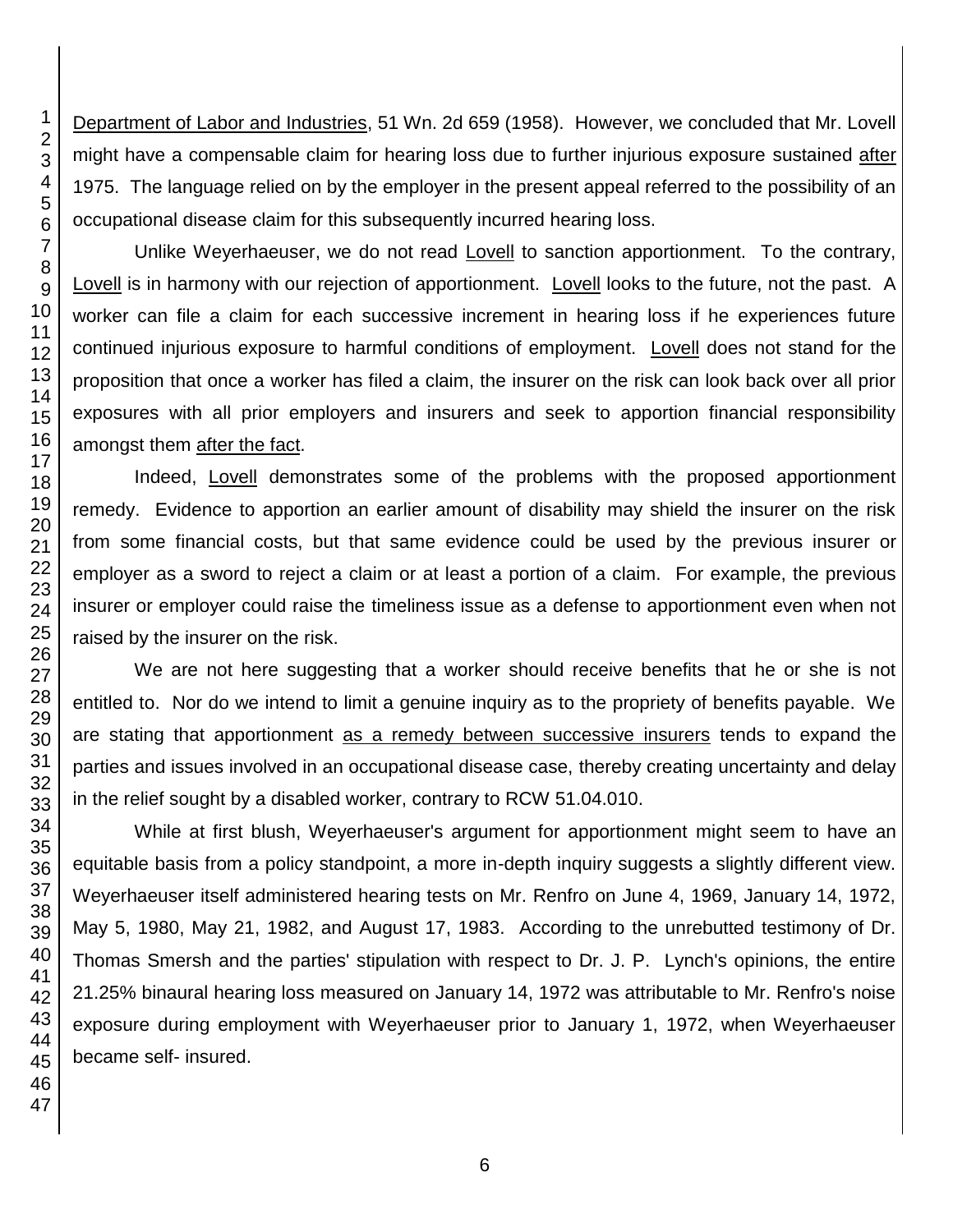Department of Labor and Industries, 51 Wn. 2d 659 (1958). However, we concluded that Mr. Lovell might have a compensable claim for hearing loss due to further injurious exposure sustained after 1975. The language relied on by the employer in the present appeal referred to the possibility of an occupational disease claim for this subsequently incurred hearing loss.

Unlike Weyerhaeuser, we do not read Lovell to sanction apportionment. To the contrary, Lovell is in harmony with our rejection of apportionment. Lovell looks to the future, not the past. A worker can file a claim for each successive increment in hearing loss if he experiences future continued injurious exposure to harmful conditions of employment. Lovell does not stand for the proposition that once a worker has filed a claim, the insurer on the risk can look back over all prior exposures with all prior employers and insurers and seek to apportion financial responsibility amongst them after the fact.

Indeed, Lovell demonstrates some of the problems with the proposed apportionment remedy. Evidence to apportion an earlier amount of disability may shield the insurer on the risk from some financial costs, but that same evidence could be used by the previous insurer or employer as a sword to reject a claim or at least a portion of a claim. For example, the previous insurer or employer could raise the timeliness issue as a defense to apportionment even when not raised by the insurer on the risk.

We are not here suggesting that a worker should receive benefits that he or she is not entitled to. Nor do we intend to limit a genuine inquiry as to the propriety of benefits payable. We are stating that apportionment as a remedy between successive insurers tends to expand the parties and issues involved in an occupational disease case, thereby creating uncertainty and delay in the relief sought by a disabled worker, contrary to RCW 51.04.010.

While at first blush, Weyerhaeuser's argument for apportionment might seem to have an equitable basis from a policy standpoint, a more in-depth inquiry suggests a slightly different view. Weyerhaeuser itself administered hearing tests on Mr. Renfro on June 4, 1969, January 14, 1972, May 5, 1980, May 21, 1982, and August 17, 1983. According to the unrebutted testimony of Dr. Thomas Smersh and the parties' stipulation with respect to Dr. J. P. Lynch's opinions, the entire 21.25% binaural hearing loss measured on January 14, 1972 was attributable to Mr. Renfro's noise exposure during employment with Weyerhaeuser prior to January 1, 1972, when Weyerhaeuser became self- insured.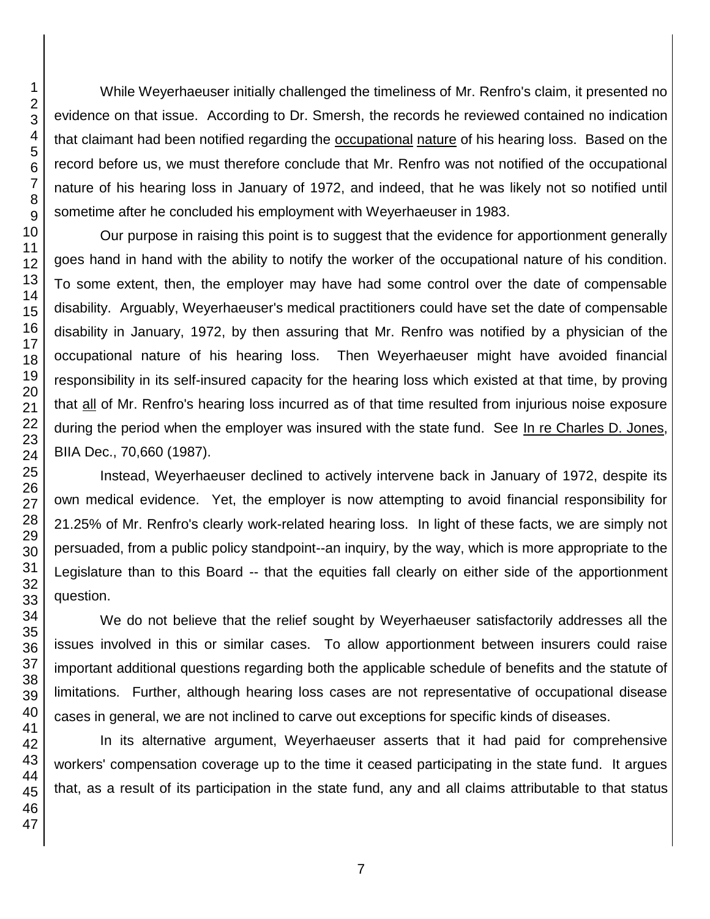While Weyerhaeuser initially challenged the timeliness of Mr. Renfro's claim, it presented no evidence on that issue. According to Dr. Smersh, the records he reviewed contained no indication that claimant had been notified regarding the occupational nature of his hearing loss. Based on the record before us, we must therefore conclude that Mr. Renfro was not notified of the occupational nature of his hearing loss in January of 1972, and indeed, that he was likely not so notified until sometime after he concluded his employment with Weyerhaeuser in 1983.

Our purpose in raising this point is to suggest that the evidence for apportionment generally goes hand in hand with the ability to notify the worker of the occupational nature of his condition. To some extent, then, the employer may have had some control over the date of compensable disability. Arguably, Weyerhaeuser's medical practitioners could have set the date of compensable disability in January, 1972, by then assuring that Mr. Renfro was notified by a physician of the occupational nature of his hearing loss. Then Weyerhaeuser might have avoided financial responsibility in its self-insured capacity for the hearing loss which existed at that time, by proving that all of Mr. Renfro's hearing loss incurred as of that time resulted from injurious noise exposure during the period when the employer was insured with the state fund. See In re Charles D. Jones, BIIA Dec., 70,660 (1987).

Instead, Weyerhaeuser declined to actively intervene back in January of 1972, despite its own medical evidence. Yet, the employer is now attempting to avoid financial responsibility for 21.25% of Mr. Renfro's clearly work-related hearing loss. In light of these facts, we are simply not persuaded, from a public policy standpoint--an inquiry, by the way, which is more appropriate to the Legislature than to this Board -- that the equities fall clearly on either side of the apportionment question.

We do not believe that the relief sought by Weyerhaeuser satisfactorily addresses all the issues involved in this or similar cases. To allow apportionment between insurers could raise important additional questions regarding both the applicable schedule of benefits and the statute of limitations. Further, although hearing loss cases are not representative of occupational disease cases in general, we are not inclined to carve out exceptions for specific kinds of diseases.

In its alternative argument, Weyerhaeuser asserts that it had paid for comprehensive workers' compensation coverage up to the time it ceased participating in the state fund. It argues that, as a result of its participation in the state fund, any and all claims attributable to that status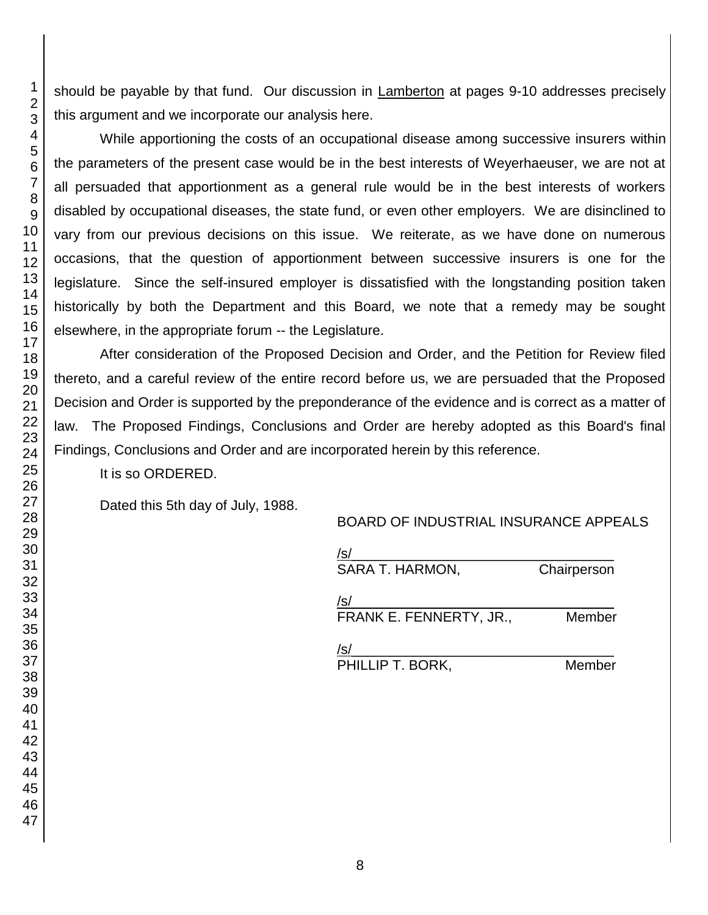should be payable by that fund. Our discussion in Lamberton at pages 9-10 addresses precisely this argument and we incorporate our analysis here.

While apportioning the costs of an occupational disease among successive insurers within the parameters of the present case would be in the best interests of Weyerhaeuser, we are not at all persuaded that apportionment as a general rule would be in the best interests of workers disabled by occupational diseases, the state fund, or even other employers. We are disinclined to vary from our previous decisions on this issue. We reiterate, as we have done on numerous occasions, that the question of apportionment between successive insurers is one for the legislature. Since the self-insured employer is dissatisfied with the longstanding position taken historically by both the Department and this Board, we note that a remedy may be sought elsewhere, in the appropriate forum -- the Legislature.

After consideration of the Proposed Decision and Order, and the Petition for Review filed thereto, and a careful review of the entire record before us, we are persuaded that the Proposed Decision and Order is supported by the preponderance of the evidence and is correct as a matter of law. The Proposed Findings, Conclusions and Order are hereby adopted as this Board's final Findings, Conclusions and Order and are incorporated herein by this reference.

It is so ORDERED.

Dated this 5th day of July, 1988.

BOARD OF INDUSTRIAL INSURANCE APPEALS

/s/
SARA T. HARMON, Chairperson

/s/
FRANK E. FENNERTY, JR., Member

/s/
PHILLIP T. BORK, Member